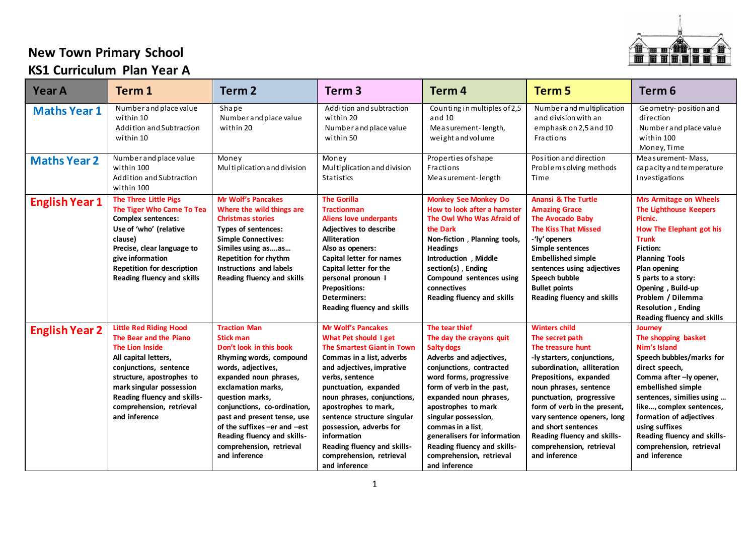# New Town Primary School
## KS1 Curriculum Plan Year A

| Year A | Term 1 | Term 2 | Term 3 | Term 4 | Term 5 | Term 6 |
|---|---|---|---|---|---|---|
| **Maths Year 1** | Number and place value within 10<br>Addition and Subtraction within 10 | Shape<br>Number and place value within 20 | Addition and subtraction within 20<br>Number and place value within 50 | Counting in multiples of 2,5 and 10<br>Measurement- length, weight and volume | Number and multiplication and division with an emphasis on 2,5 and 10<br>Fractions | Geometry- position and direction<br>Number and place value within 100<br>Money, Time |
| **Maths Year 2** | Number and place value within 100<br>Addition and Subtraction within 100 | Money<br>Multiplication and division | Money<br>Multiplication and division<br>Statistics | Properties of shape<br>Fractions<br>Measurement- length | Position and direction<br>Problem solving methods<br>Time | Measurement- Mass, capacity and temperature<br>Investigations |
| **English Year 1** | The Three Little Pigs<br>The Tiger Who Came To Tea<br>**Complex sentences:**<br>**Use of 'who' (relative clause)**<br>**Precise, clear language to give information**<br>**Repetition for description**<br>**Reading fluency and skills** | Mr Wolf's Pancakes<br>Where the wild things are<br>Christmas stories<br>**Types of sentences:**<br>**Simple Connectives:**<br>**Similes using as….as…**<br>**Repetition for rhythm**<br>**Instructions and labels**<br>**Reading fluency and skills** | The Gorilla<br>Tractionman<br>Aliens love underpants<br>**Adjectives to describe**<br>**Alliteration**<br>**Also as openers:**<br>**Capital letter for names**<br>**Capital letter for the personal pronoun I**<br>**Prepositions:**<br>**Determiners:**<br>**Reading fluency and skills** | Monkey See Monkey Do<br>How to look after a hamster<br>The Owl Who Was Afraid of the Dark<br>**Non-fiction , Planning tools, Headings**<br>**Introduction , Middle section(s) , Ending**<br>**Compound sentences using connectives**<br>**Reading fluency and skills** | Anansi & The Turtle<br>Amazing Grace<br>The Avocado Baby<br>The Kiss That Missed<br>**-'ly' openers**<br>**Simple sentences**<br>**Embellished simple sentences using adjectives**<br>**Speech bubble**<br>**Bullet points**<br>**Reading fluency and skills** | Mrs Armitage on Wheels<br>The Lighthouse Keepers Picnic.<br>How The Elephant got his Trunk<br>**Fiction:**<br>**Planning Tools**<br>**Plan opening**<br>**5 parts to a story:**<br>**Opening , Build-up**<br>**Problem / Dilemma**<br>**Resolution , Ending**<br>**Reading fluency and skills** |
| **English Year 2** | Little Red Riding Hood<br>The Bear and the Piano<br>The Lion Inside<br>**All capital letters, conjunctions, sentence structure, apostrophes to mark singular possession**<br>**Reading fluency and skills- comprehension, retrieval and inference** | Traction Man<br>Stick man<br>Don't look in this book<br>**Rhyming words, compound words, adjectives, expanded noun phrases, exclamation marks, question marks, conjunctions, co-ordination, past and present tense, use of the suffixes –er and –est**<br>**Reading fluency and skills- comprehension, retrieval and inference** | Mr Wolf's Pancakes<br>What Pet should I get<br>The Smartest Giant in Town<br>**Commas in a list, adverbs and adjectives, imprative verbs, sentence punctuation, expanded noun phrases, conjunctions, apostrophes to mark, sentence structure singular possession, adverbs for information**<br>**Reading fluency and skills- comprehension, retrieval and inference** | The tear thief<br>The day the crayons quit<br>Salty dogs<br>**Adverbs and adjectives, conjunctions, contracted word forms, progressive form of verb in the past, expanded noun phrases, apostrophes to mark singular possession, commas in a list, generalisers for information**<br>**Reading fluency and skills- comprehension, retrieval and inference** | Winters child<br>The secret path<br>The treasure hunt<br>**-ly starters, conjunctions, subordination, alliteration Prepositions, expanded noun phrases, sentence punctuation, progressive form of verb in the present, vary sentence openers, long and short sentences**<br>**Reading fluency and skills- comprehension, retrieval and inference** | Journey<br>The shopping basket<br>Nim's Island<br>**Speech bubbles/marks for direct speech, Comma after –ly opener, embellished simple sentences, similies using … like…, complex sentences, formation of adjectives using suffixes**<br>**Reading fluency and skills- comprehension, retrieval and inference** |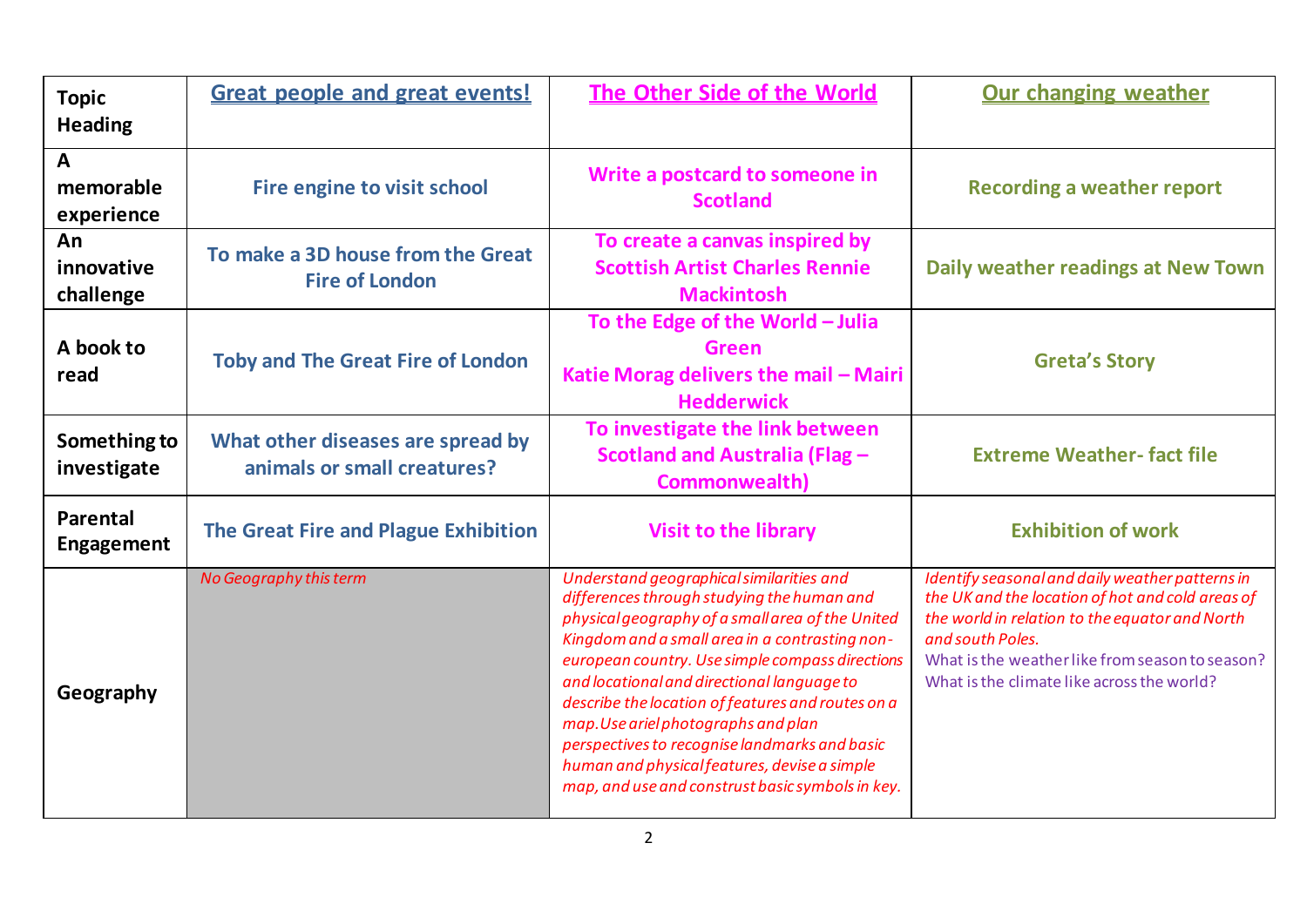| Topic Heading | Great people and great events! | The Other Side of the World | Our changing weather |
|---|---|---|---|
| A memorable experience | Fire engine to visit school | Write a postcard to someone in Scotland | Recording a weather report |
| An innovative challenge | To make a 3D house from the Great Fire of London | To create a canvas inspired by Scottish Artist Charles Rennie Mackintosh | Daily weather readings at New Town |
| A book to read | Toby and The Great Fire of London | To the Edge of the World – Julia Green<br>Katie Morag delivers the mail – Mairi Hedderwick | Greta's Story |
| Something to investigate | What other diseases are spread by animals or small creatures? | To investigate the link between Scotland and Australia (Flag – Commonwealth) | Extreme Weather- fact file |
| Parental Engagement | The Great Fire and Plague Exhibition | Visit to the library | Exhibition of work |
| Geography | *No Geography this term* | *Understand geographical similarities and differences through studying the human and physical geography of a small area of the United Kingdom and a small area in a contrasting non-european country. Use simple compass directions and locational and directional language to describe the location of features and routes on a map. Use ariel photographs and plan perspectives to recognise landmarks and basic human and physical features, devise a simple map, and use and construst basic symbols in key.* | *Identify seasonal and daily weather patterns in the UK and the location of hot and cold areas of the world in relation to the equator and North and south Poles.*<br>What is the weather like from season to season?<br>What is the climate like across the world? |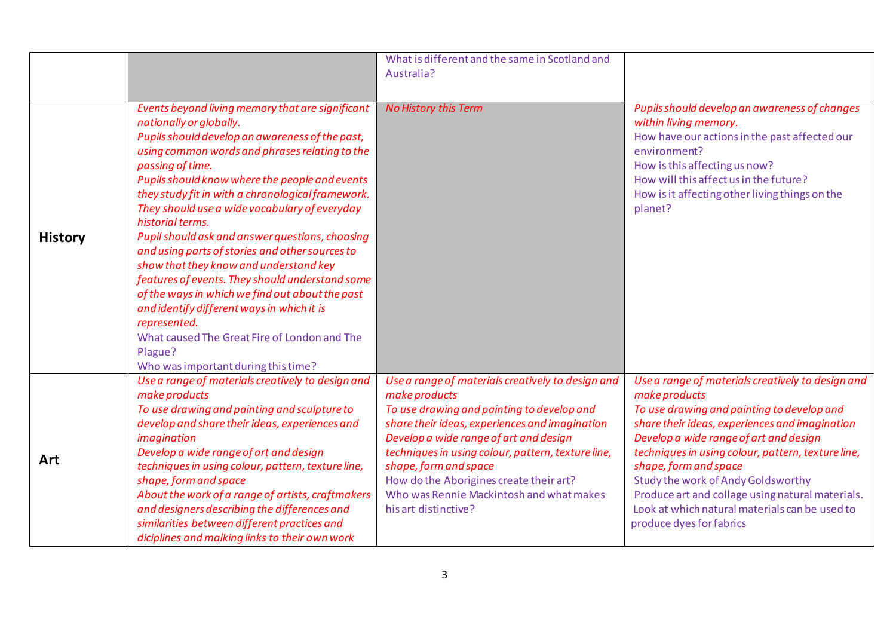| | | | |
|---|---|---|---|
| | | What is different and the same in Scotland and Australia? | |
| **History** | *Events beyond living memory that are significant nationally or globally.*<br>*Pupils should develop an awareness of the past, using common words and phrases relating to the passing of time.*<br>*Pupils should know where the people and events they study fit in with a chronological framework. They should use a wide vocabulary of everyday historical terms.*<br>*Pupil should ask and answer questions, choosing and using parts of stories and other sources to show that they know and understand key features of events. They should understand some of the ways in which we find out about the past and identify different ways in which it is represented.*<br>What caused The Great Fire of London and The Plague?<br>Who was important during this time? | *No History this Term* | *Pupils should develop an awareness of changes within living memory.*<br>How have our actions in the past affected our environment?<br>How is this affecting us now?<br>How will this affect us in the future?<br>How is it affecting other living things on the planet? |
| **Art** | *Use a range of materials creatively to design and make products*<br>*To use drawing and painting and sculpture to develop and share their ideas, experiences and imagination*<br>*Develop a wide range of art and design techniques in using colour, pattern, texture line, shape, form and space*<br>*About the work of a range of artists, craftmakers and designers describing the differences and similarities between different practices and diciplines and malking links to their own work* | *Use a range of materials creatively to design and make products*<br>*To use drawing and painting to develop and share their ideas, experiences and imagination*<br>*Develop a wide range of art and design techniques in using colour, pattern, texture line, shape, form and space*<br>How do the Aborigines create their art?<br>Who was Rennie Mackintosh and what makes his art distinctive? | *Use a range of materials creatively to design and make products*<br>*To use drawing and painting to develop and share their ideas, experiences and imagination*<br>*Develop a wide range of art and design techniques in using colour, pattern, texture line, shape, form and space*<br>Study the work of Andy Goldsworthy<br>Produce art and collage using natural materials.<br>Look at which natural materials can be used to produce dyes for fabrics |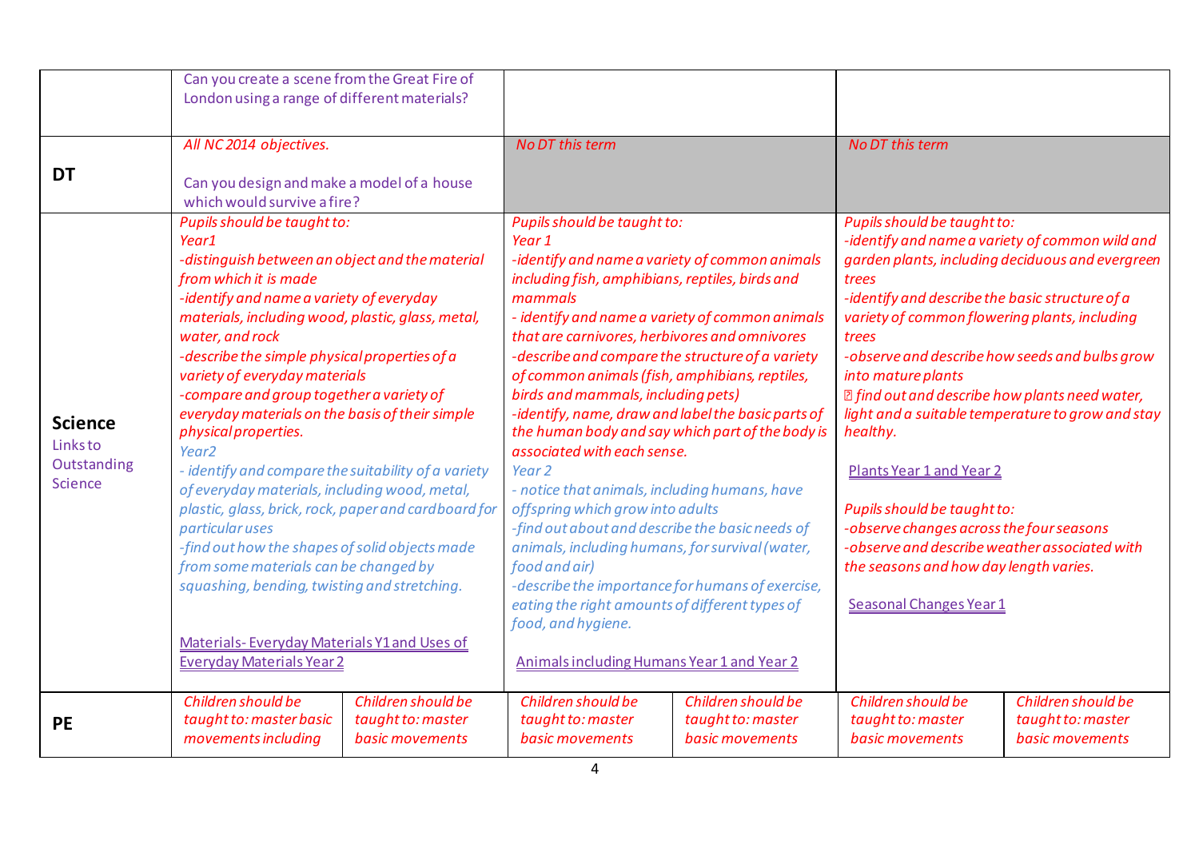| | | | | | | |
|---|---|---|---|---|---|---|
| | Can you create a scene from the Great Fire of London using a range of different materials? | | | | | |
| **DT** | *All NC 2014 objectives.*<br><br>Can you design and make a model of a house which would survive a fire? | | *No DT this term* | | *No DT this term* | |
| **Science**<br>Links to Outstanding Science | *Pupils should be taught to:*<br>*Year1*<br>*-distinguish between an object and the material from which it is made*<br>*-identify and name a variety of everyday materials, including wood, plastic, glass, metal, water, and rock*<br>*-describe the simple physical properties of a variety of everyday materials*<br>*-compare and group together a variety of everyday materials on the basis of their simple physical properties.*<br>*Year2*<br>*- identify and compare the suitability of a variety of everyday materials, including wood, metal, plastic, glass, brick, rock, paper and cardboard for particular uses*<br>*-find out how the shapes of solid objects made from some materials can be changed by squashing, bending, twisting and stretching.*<br><br>Materials- Everyday Materials Y1 and Uses of Everyday Materials Year 2 | | *Pupils should be taught to:*<br>*Year 1*<br>*-identify and name a variety of common animals including fish, amphibians, reptiles, birds and mammals*<br>*- identify and name a variety of common animals that are carnivores, herbivores and omnivores*<br>*-describe and compare the structure of a variety of common animals (fish, amphibians, reptiles, birds and mammals, including pets)*<br>*-identify, name, draw and label the basic parts of the human body and say which part of the body is associated with each sense.*<br>*Year 2*<br>*- notice that animals, including humans, have offspring which grow into adults*<br>*-find out about and describe the basic needs of animals, including humans, for survival (water, food and air)*<br>*-describe the importance for humans of exercise, eating the right amounts of different types of food, and hygiene.*<br><br>Animals including Humans Year 1 and Year 2 | | *Pupils should be taught to:*<br>*-identify and name a variety of common wild and garden plants, including deciduous and evergreen trees*<br>*-identify and describe the basic structure of a variety of common flowering plants, including trees*<br>*-observe and describe how seeds and bulbs grow into mature plants*<br>*find out and describe how plants need water, light and a suitable temperature to grow and stay healthy.*<br><br>Plants Year 1 and Year 2<br><br>*Pupils should be taught to:*<br>*-observe changes across the four seasons*<br>*-observe and describe weather associated with the seasons and how day length varies.*<br><br>Seasonal Changes Year 1 | |
| **PE** | *Children should be taught to: master basic movements including* | *Children should be taught to: master basic movements* | *Children should be taught to: master basic movements* | *Children should be taught to: master basic movements* | *Children should be taught to: master basic movements* | *Children should be taught to: master basic movements* |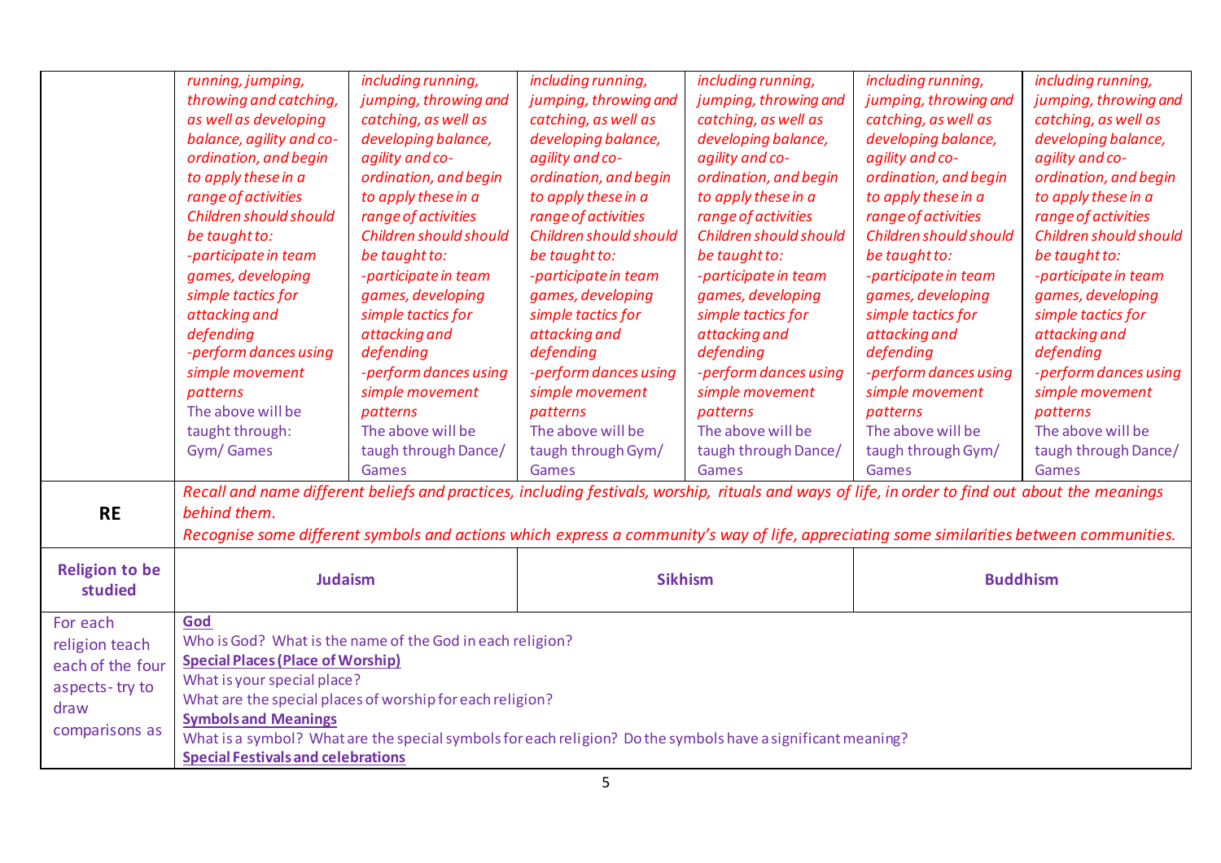| | | | | | | |
|---|---|---|---|---|---|---|
| | *running, jumping, throwing and catching, as well as developing balance, agility and co-ordination, and begin to apply these in a range of activities* *Children should should be taught to:* *-participate in team games, developing simple tactics for attacking and defending* *-perform dances using simple movement patterns* The above will be taught through: Gym/ Games | *including running, jumping, throwing and catching, as well as developing balance, agility and co-ordination, and begin to apply these in a range of activities* *Children should should be taught to:* *-participate in team games, developing simple tactics for attacking and defending* *-perform dances using simple movement patterns* The above will be taugh through Dance/ Games | *including running, jumping, throwing and catching, as well as developing balance, agility and co-ordination, and begin to apply these in a range of activities* *Children should should be taught to:* *-participate in team games, developing simple tactics for attacking and defending* *-perform dances using simple movement patterns* The above will be taugh through Gym/ Games | *including running, jumping, throwing and catching, as well as developing balance, agility and co-ordination, and begin to apply these in a range of activities* *Children should should be taught to:* *-participate in team games, developing simple tactics for attacking and defending* *-perform dances using simple movement patterns* The above will be taugh through Dance/ Games | *including running, jumping, throwing and catching, as well as developing balance, agility and co-ordination, and begin to apply these in a range of activities* *Children should should be taught to:* *-participate in team games, developing simple tactics for attacking and defending* *-perform dances using simple movement patterns* The above will be taugh through Gym/ Games | *including running, jumping, throwing and catching, as well as developing balance, agility and co-ordination, and begin to apply these in a range of activities* *Children should should be taught to:* *-participate in team games, developing simple tactics for attacking and defending* *-perform dances using simple movement patterns* The above will be taugh through Dance/ Games |
| **RE** | *Recall and name different beliefs and practices, including festivals, worship, rituals and ways of life, in order to find out about the meanings behind them.* *Recognise some different symbols and actions which express a community's way of life, appreciating some similarities between communities.* | | | | | |
| **Religion to be studied** | **Judaism** | | **Sikhism** | | **Buddhism** | |
| For each religion teach each of the four aspects- try to draw comparisons as | **God** Who is God? What is the name of the God in each religion? **Special Places (Place of Worship)** What is your special place? What are the special places of worship for each religion? **Symbols and Meanings** What is a symbol? What are the special symbols for each religion? Do the symbols have a significant meaning? **Special Festivals and celebrations** | | | | | |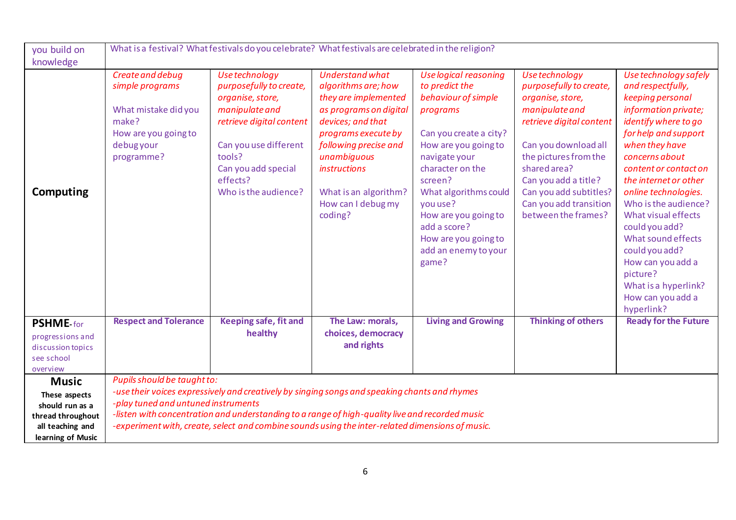| you build on knowledge | What is a festival? What festivals do you celebrate? What festivals are celebrated in the religion? | | | | | |
|---|---|---|---|---|---|---|
| **Computing** | *Create and debug simple programs*<br><br>What mistake did you make?<br>How are you going to debug your programme? | *Use technology purposefully to create, organise, store, manipulate and retrieve digital content*<br><br>Can you use different tools?<br>Can you add special effects?<br>Who is the audience? | *Understand what algorithms are; how they are implemented as programs on digital devices; and that programs execute by following precise and unambiguous instructions*<br><br>What is an algorithm?<br>How can I debug my coding? | *Use logical reasoning to predict the behaviour of simple programs*<br><br>Can you create a city?<br>How are you going to navigate your character on the screen?<br>What algorithms could you use?<br>How are you going to add a score?<br>How are you going to add an enemy to your game? | *Use technology purposefully to create, organise, store, manipulate and retrieve digital content*<br><br>Can you download all the pictures from the shared area?<br>Can you add a title?<br>Can you add subtitles?<br>Can you add transition between the frames? | *Use technology safely and respectfully, keeping personal information private; identify where to go for help and support when they have concerns about content or contact on the internet or other online technologies.*<br>Who is the audience?<br>What visual effects could you add?<br>What sound effects could you add?<br>How can you add a picture?<br>What is a hyperlink?<br>How can you add a hyperlink? |
| **PSHME**- for progressions and discussion topics see school overview | **Respect and Tolerance** | **Keeping safe, fit and healthy** | **The Law: morals, choices, democracy and rights** | **Living and Growing** | **Thinking of others** | **Ready for the Future** |
| **Music**<br>**These aspects should run as a thread throughout all teaching and learning of Music** | *Pupils should be taught to:*<br>*-use their voices expressively and creatively by singing songs and speaking chants and rhymes*<br>*-play tuned and untuned instruments*<br>*-listen with concentration and understanding to a range of high-quality live and recorded music*<br>*-experiment with, create, select and combine sounds using the inter-related dimensions of music.* | | | | | |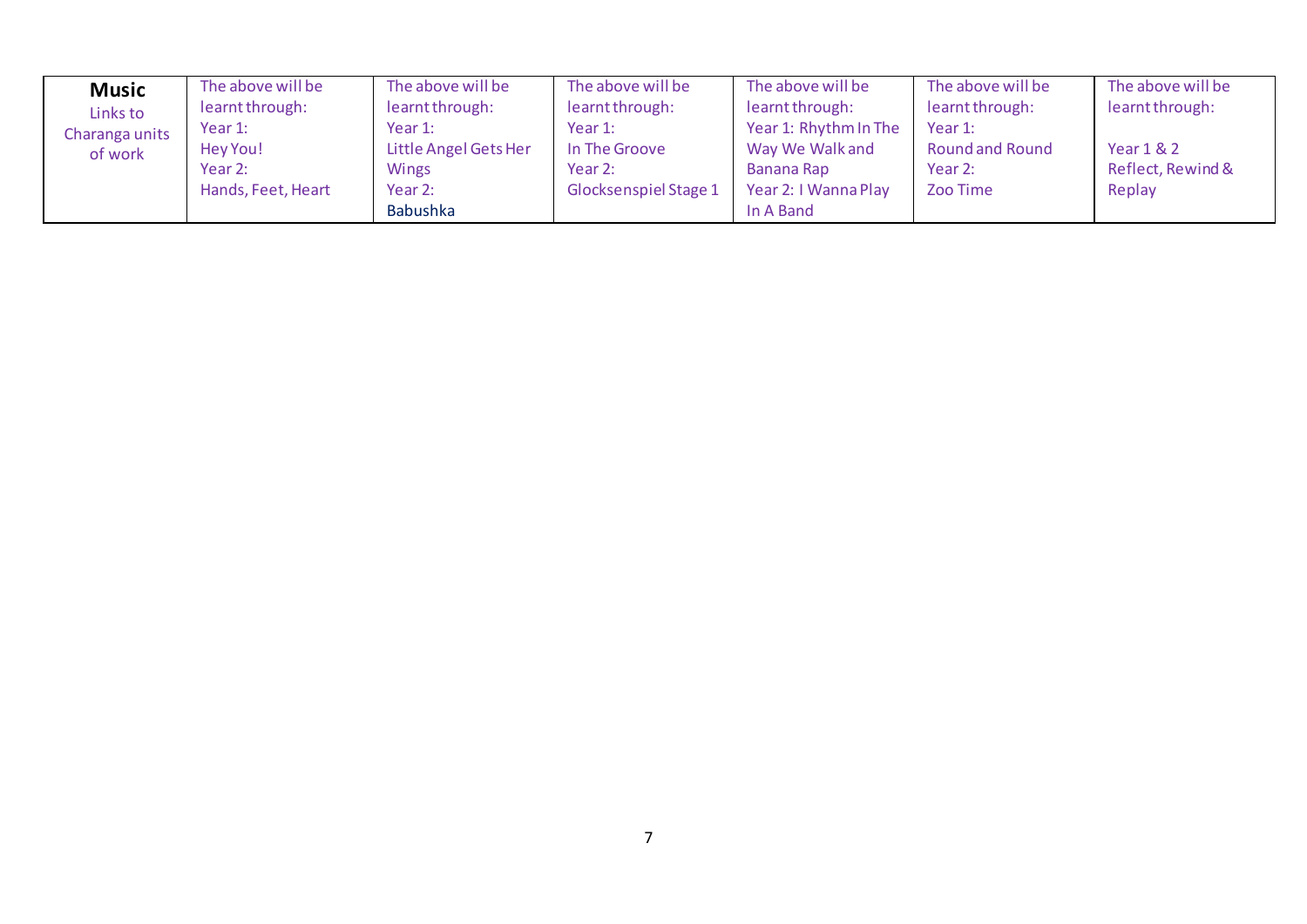| | | | | | | |
|---|---|---|---|---|---|---|
| **Music** Links to Charanga units of work | The above will be learnt through: Year 1: Hey You! Year 2: Hands, Feet, Heart | The above will be learnt through: Year 1: Little Angel Gets Her Wings Year 2: Babushka | The above will be learnt through: Year 1: In The Groove Year 2: Glocksenspiel Stage 1 | The above will be learnt through: Year 1: Rhythm In The Way We Walk and Banana Rap Year 2: I Wanna Play In A Band | The above will be learnt through: Year 1: Round and Round Year 2: Zoo Time | The above will be learnt through: Year 1 & 2 Reflect, Rewind & Replay |